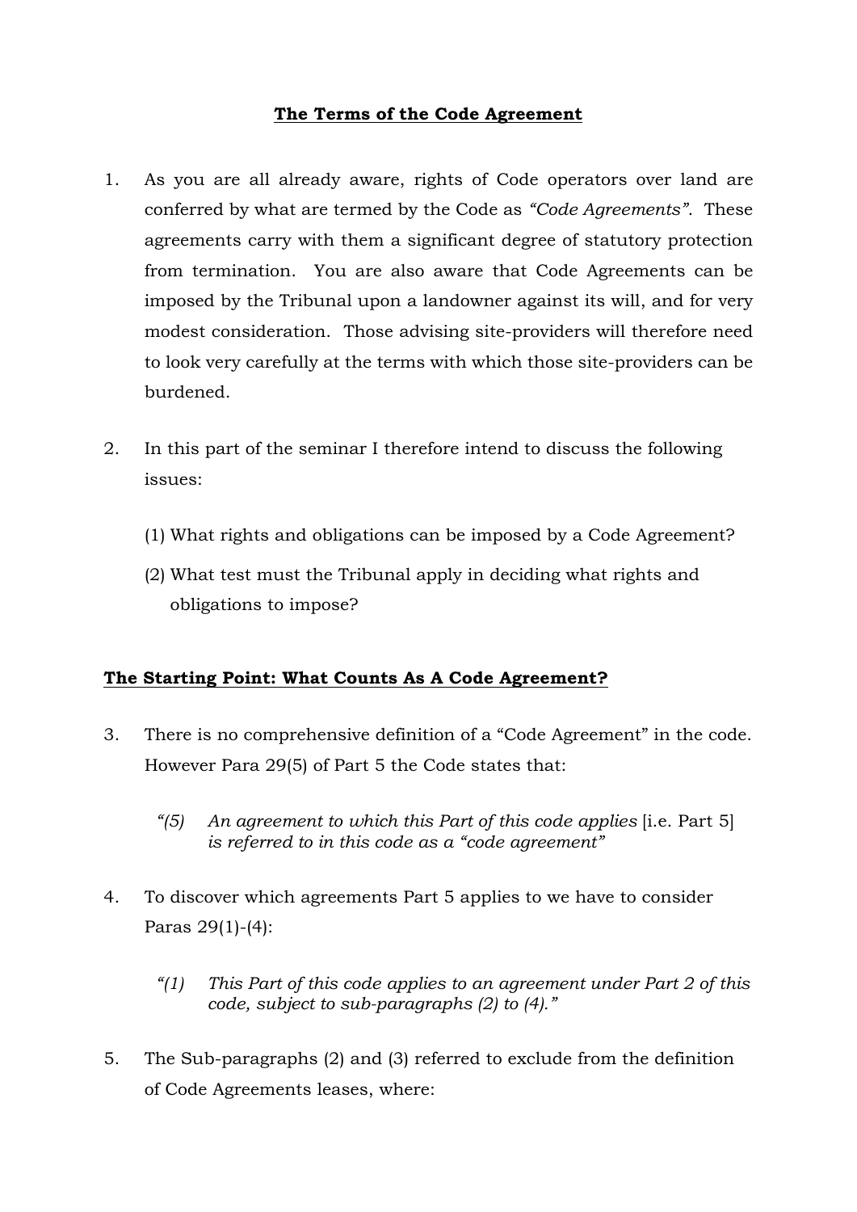# The Terms of the Code Agreement

1. As you are all already aware, rights of Code operators over land are conferred by what are termed by the Code as *"Code Agreements"*. These agreements carry with them a significant degree of statutory protection from termination. You are also aware that Code Agreements can be imposed by the Tribunal upon a landowner against its will, and for very modest consideration. Those advising site-providers will therefore need to look very carefully at the terms with which those site-providers can be burdened.

2. In this part of the seminar I therefore intend to discuss the following issues:

   (1) What rights and obligations can be imposed by a Code Agreement?

   (2) What test must the Tribunal apply in deciding what rights and obligations to impose?

## The Starting Point: What Counts As A Code Agreement?

3. There is no comprehensive definition of a "Code Agreement" in the code. However Para 29(5) of Part 5 the Code states that:

   > *"(5) An agreement to which this Part of this code applies* [i.e. Part 5] *is referred to in this code as a "code agreement"*

4. To discover which agreements Part 5 applies to we have to consider Paras 29(1)-(4):

   > *"(1) This Part of this code applies to an agreement under Part 2 of this code, subject to sub-paragraphs (2) to (4)."*

5. The Sub-paragraphs (2) and (3) referred to exclude from the definition of Code Agreements leases, where: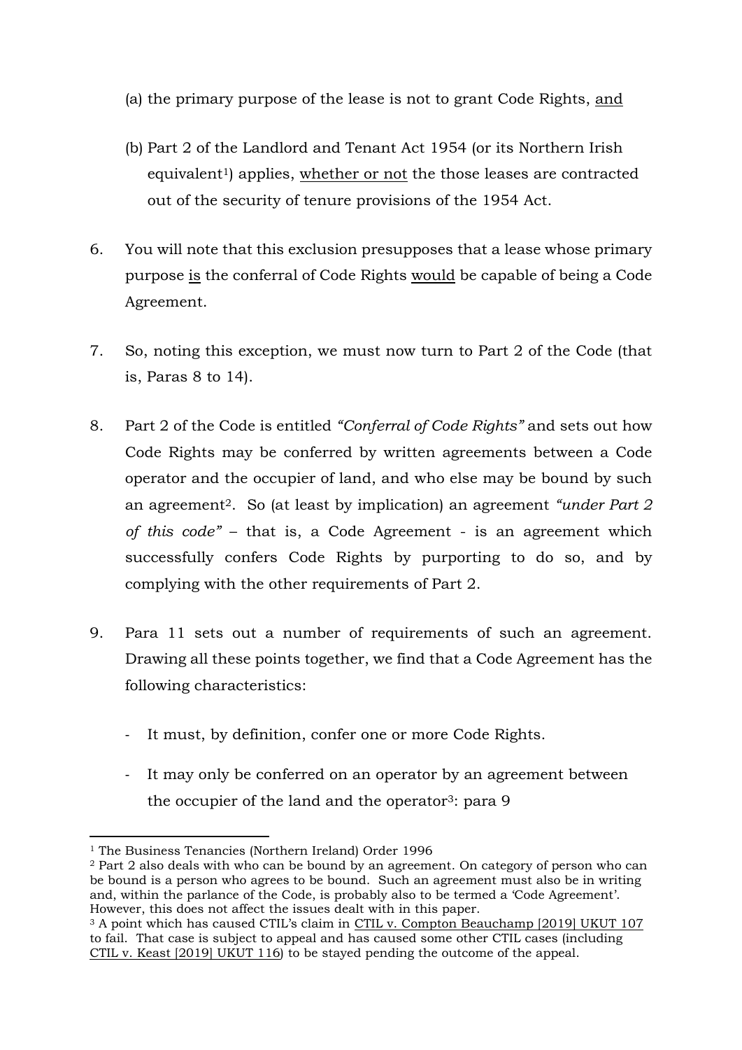(a) the primary purpose of the lease is not to grant Code Rights, and

(b) Part 2 of the Landlord and Tenant Act 1954 (or its Northern Irish equivalent[1]) applies, whether or not the those leases are contracted out of the security of tenure provisions of the 1954 Act.

6. You will note that this exclusion presupposes that a lease whose primary purpose is the conferral of Code Rights would be capable of being a Code Agreement.

7. So, noting this exception, we must now turn to Part 2 of the Code (that is, Paras 8 to 14).

8. Part 2 of the Code is entitled *"Conferral of Code Rights"* and sets out how Code Rights may be conferred by written agreements between a Code operator and the occupier of land, and who else may be bound by such an agreement[2]. So (at least by implication) an agreement *"under Part 2 of this code"* – that is, a Code Agreement - is an agreement which successfully confers Code Rights by purporting to do so, and by complying with the other requirements of Part 2.

9. Para 11 sets out a number of requirements of such an agreement. Drawing all these points together, we find that a Code Agreement has the following characteristics:

- It must, by definition, confer one or more Code Rights.
- It may only be conferred on an operator by an agreement between the occupier of the land and the operator[3]: para 9

---

[1] The Business Tenancies (Northern Ireland) Order 1996

[2] Part 2 also deals with who can be bound by an agreement. On category of person who can be bound is a person who agrees to be bound. Such an agreement must also be in writing and, within the parlance of the Code, is probably also to be termed a 'Code Agreement'. However, this does not affect the issues dealt with in this paper.

[3] A point which has caused CTIL's claim in CTIL v. Compton Beauchamp [2019] UKUT 107 to fail. That case is subject to appeal and has caused some other CTIL cases (including CTIL v. Keast [2019] UKUT 116) to be stayed pending the outcome of the appeal.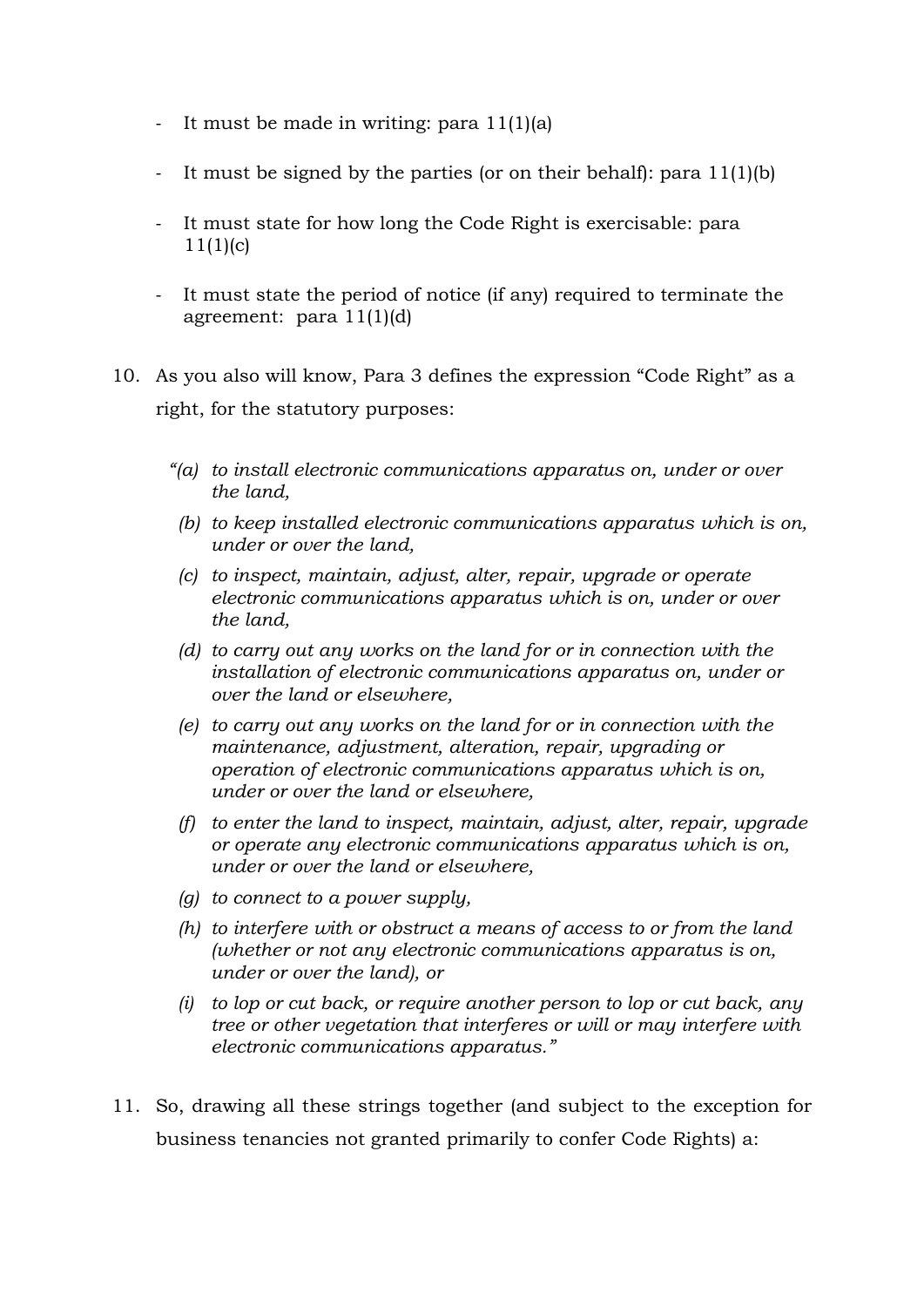- It must be made in writing: para 11(1)(a)
- It must be signed by the parties (or on their behalf): para 11(1)(b)
- It must state for how long the Code Right is exercisable: para 11(1)(c)
- It must state the period of notice (if any) required to terminate the agreement: para 11(1)(d)

10. As you also will know, Para 3 defines the expression "Code Right" as a right, for the statutory purposes:

> *"(a) to install electronic communications apparatus on, under or over the land,*
>
> *(b) to keep installed electronic communications apparatus which is on, under or over the land,*
>
> *(c) to inspect, maintain, adjust, alter, repair, upgrade or operate electronic communications apparatus which is on, under or over the land,*
>
> *(d) to carry out any works on the land for or in connection with the installation of electronic communications apparatus on, under or over the land or elsewhere,*
>
> *(e) to carry out any works on the land for or in connection with the maintenance, adjustment, alteration, repair, upgrading or operation of electronic communications apparatus which is on, under or over the land or elsewhere,*
>
> *(f) to enter the land to inspect, maintain, adjust, alter, repair, upgrade or operate any electronic communications apparatus which is on, under or over the land or elsewhere,*
>
> *(g) to connect to a power supply,*
>
> *(h) to interfere with or obstruct a means of access to or from the land (whether or not any electronic communications apparatus is on, under or over the land), or*
>
> *(i) to lop or cut back, or require another person to lop or cut back, any tree or other vegetation that interferes or will or may interfere with electronic communications apparatus."*

11. So, drawing all these strings together (and subject to the exception for business tenancies not granted primarily to confer Code Rights) a: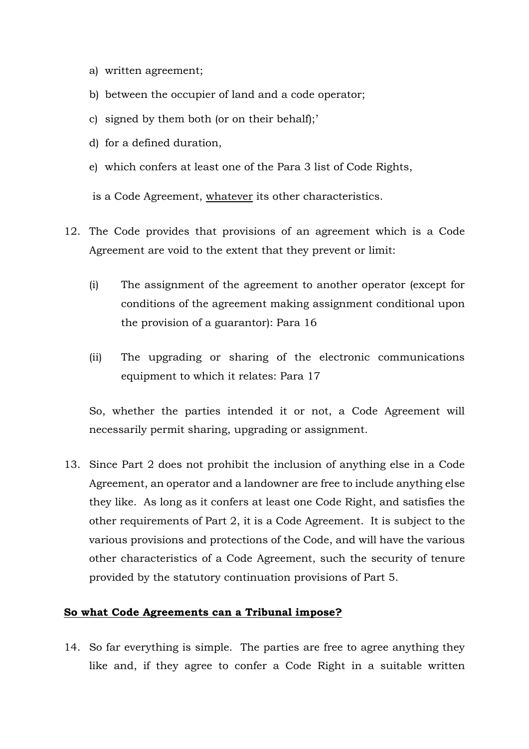a) written agreement;

b) between the occupier of land and a code operator;

c) signed by them both (or on their behalf);'

d) for a defined duration,

e) which confers at least one of the Para 3 list of Code Rights,

is a Code Agreement, <u>whatever</u> its other characteristics.

12. The Code provides that provisions of an agreement which is a Code Agreement are void to the extent that they prevent or limit:

    (i) The assignment of the agreement to another operator (except for conditions of the agreement making assignment conditional upon the provision of a guarantor): Para 16

    (ii) The upgrading or sharing of the electronic communications equipment to which it relates: Para 17

    So, whether the parties intended it or not, a Code Agreement will necessarily permit sharing, upgrading or assignment.

13. Since Part 2 does not prohibit the inclusion of anything else in a Code Agreement, an operator and a landowner are free to include anything else they like. As long as it confers at least one Code Right, and satisfies the other requirements of Part 2, it is a Code Agreement. It is subject to the various provisions and protections of the Code, and will have the various other characteristics of a Code Agreement, such the security of tenure provided by the statutory continuation provisions of Part 5.

**<u>So what Code Agreements can a Tribunal impose?</u>**

14. So far everything is simple. The parties are free to agree anything they like and, if they agree to confer a Code Right in a suitable written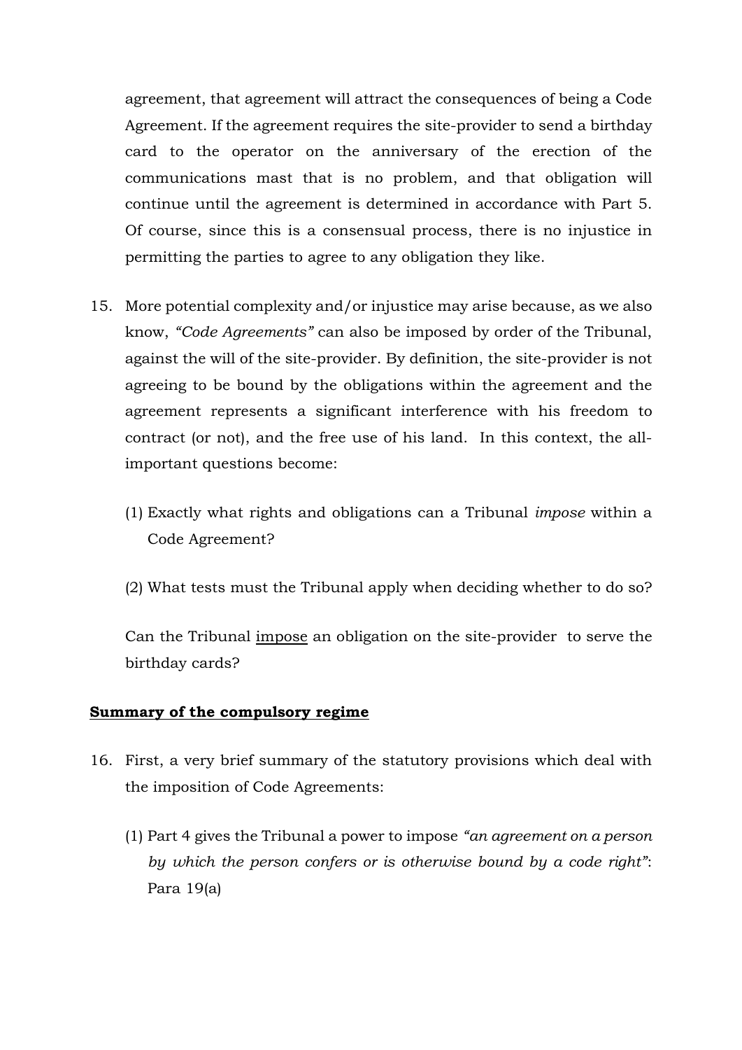agreement, that agreement will attract the consequences of being a Code Agreement. If the agreement requires the site-provider to send a birthday card to the operator on the anniversary of the erection of the communications mast that is no problem, and that obligation will continue until the agreement is determined in accordance with Part 5. Of course, since this is a consensual process, there is no injustice in permitting the parties to agree to any obligation they like.

15. More potential complexity and/or injustice may arise because, as we also know, *"Code Agreements"* can also be imposed by order of the Tribunal, against the will of the site-provider. By definition, the site-provider is not agreeing to be bound by the obligations within the agreement and the agreement represents a significant interference with his freedom to contract (or not), and the free use of his land. In this context, the all-important questions become:

    (1) Exactly what rights and obligations can a Tribunal *impose* within a Code Agreement?

    (2) What tests must the Tribunal apply when deciding whether to do so?

    Can the Tribunal <u>impose</u> an obligation on the site-provider to serve the birthday cards?

**<u>Summary of the compulsory regime</u>**

16. First, a very brief summary of the statutory provisions which deal with the imposition of Code Agreements:

    (1) Part 4 gives the Tribunal a power to impose *"an agreement on a person by which the person confers or is otherwise bound by a code right"*: Para 19(a)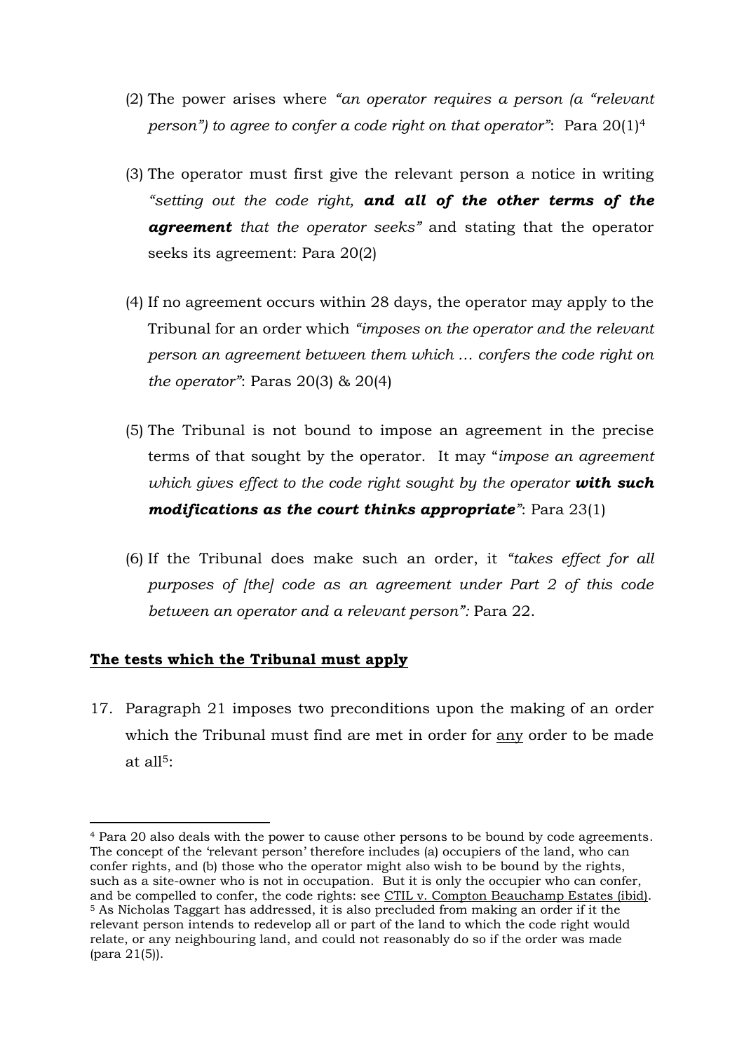(2) The power arises where *"an operator requires a person (a "relevant person") to agree to confer a code right on that operator"*: Para 20(1)[4]

(3) The operator must first give the relevant person a notice in writing *"setting out the code right, **and all of the other terms of the agreement** that the operator seeks"* and stating that the operator seeks its agreement: Para 20(2)

(4) If no agreement occurs within 28 days, the operator may apply to the Tribunal for an order which *"imposes on the operator and the relevant person an agreement between them which … confers the code right on the operator"*: Paras 20(3) & 20(4)

(5) The Tribunal is not bound to impose an agreement in the precise terms of that sought by the operator. It may "*impose an agreement which gives effect to the code right sought by the operator **with such modifications as the court thinks appropriate***": Para 23(1)

(6) If the Tribunal does make such an order, it *"takes effect for all purposes of [the] code as an agreement under Part 2 of this code between an operator and a relevant person":* Para 22.

**The tests which the Tribunal must apply**

17. Paragraph 21 imposes two preconditions upon the making of an order which the Tribunal must find are met in order for <u>any</u> order to be made at all[5]:

---

[4] Para 20 also deals with the power to cause other persons to be bound by code agreements. The concept of the 'relevant person' therefore includes (a) occupiers of the land, who can confer rights, and (b) those who the operator might also wish to be bound by the rights, such as a site-owner who is not in occupation. But it is only the occupier who can confer, and be compelled to confer, the code rights: see <u>CTIL v. Compton Beauchamp Estates (ibid)</u>.

[5] As Nicholas Taggart has addressed, it is also precluded from making an order if it the relevant person intends to redevelop all or part of the land to which the code right would relate, or any neighbouring land, and could not reasonably do so if the order was made (para 21(5)).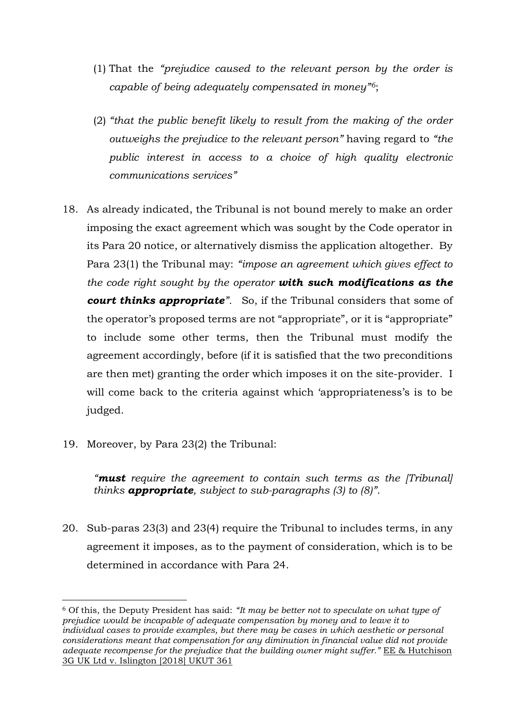(1) That the *"prejudice caused to the relevant person by the order is capable of being adequately compensated in money"*[6];

(2) *"that the public benefit likely to result from the making of the order outweighs the prejudice to the relevant person"* having regard to *"the public interest in access to a choice of high quality electronic communications services"*

18. As already indicated, the Tribunal is not bound merely to make an order imposing the exact agreement which was sought by the Code operator in its Para 20 notice, or alternatively dismiss the application altogether. By Para 23(1) the Tribunal may: *"impose an agreement which gives effect to the code right sought by the operator **with such modifications as the court thinks appropriate**"*. So, if the Tribunal considers that some of the operator's proposed terms are not "appropriate", or it is "appropriate" to include some other terms, then the Tribunal must modify the agreement accordingly, before (if it is satisfied that the two preconditions are then met) granting the order which imposes it on the site-provider. I will come back to the criteria against which 'appropriateness's is to be judged.

19. Moreover, by Para 23(2) the Tribunal:

> *"**must** require the agreement to contain such terms as the [Tribunal] thinks **appropriate**, subject to sub-paragraphs (3) to (8)".*

20. Sub-paras 23(3) and 23(4) require the Tribunal to includes terms, in any agreement it imposes, as to the payment of consideration, which is to be determined in accordance with Para 24.

---

[6] Of this, the Deputy President has said: *"It may be better not to speculate on what type of prejudice would be incapable of adequate compensation by money and to leave it to individual cases to provide examples, but there may be cases in which aesthetic or personal considerations meant that compensation for any diminution in financial value did not provide adequate recompense for the prejudice that the building owner might suffer."* EE & Hutchison 3G UK Ltd v. Islington [2018] UKUT 361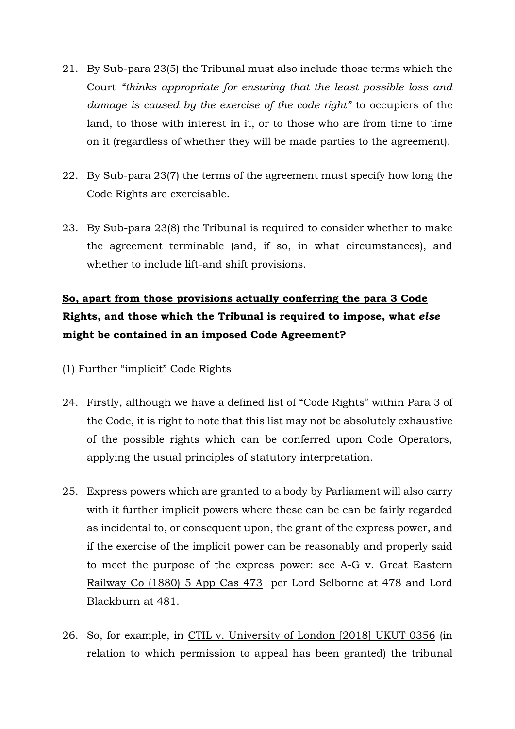21. By Sub-para 23(5) the Tribunal must also include those terms which the Court *"thinks appropriate for ensuring that the least possible loss and damage is caused by the exercise of the code right"* to occupiers of the land, to those with interest in it, or to those who are from time to time on it (regardless of whether they will be made parties to the agreement).

22. By Sub-para 23(7) the terms of the agreement must specify how long the Code Rights are exercisable.

23. By Sub-para 23(8) the Tribunal is required to consider whether to make the agreement terminable (and, if so, in what circumstances), and whether to include lift-and shift provisions.

**So, apart from those provisions actually conferring the para 3 Code Rights, and those which the Tribunal is required to impose, what *else* might be contained in an imposed Code Agreement?**

(1) Further "implicit" Code Rights

24. Firstly, although we have a defined list of "Code Rights" within Para 3 of the Code, it is right to note that this list may not be absolutely exhaustive of the possible rights which can be conferred upon Code Operators, applying the usual principles of statutory interpretation.

25. Express powers which are granted to a body by Parliament will also carry with it further implicit powers where these can be can be fairly regarded as incidental to, or consequent upon, the grant of the express power, and if the exercise of the implicit power can be reasonably and properly said to meet the purpose of the express power: see A-G v. Great Eastern Railway Co (1880) 5 App Cas 473 per Lord Selborne at 478 and Lord Blackburn at 481.

26. So, for example, in CTIL v. University of London [2018] UKUT 0356 (in relation to which permission to appeal has been granted) the tribunal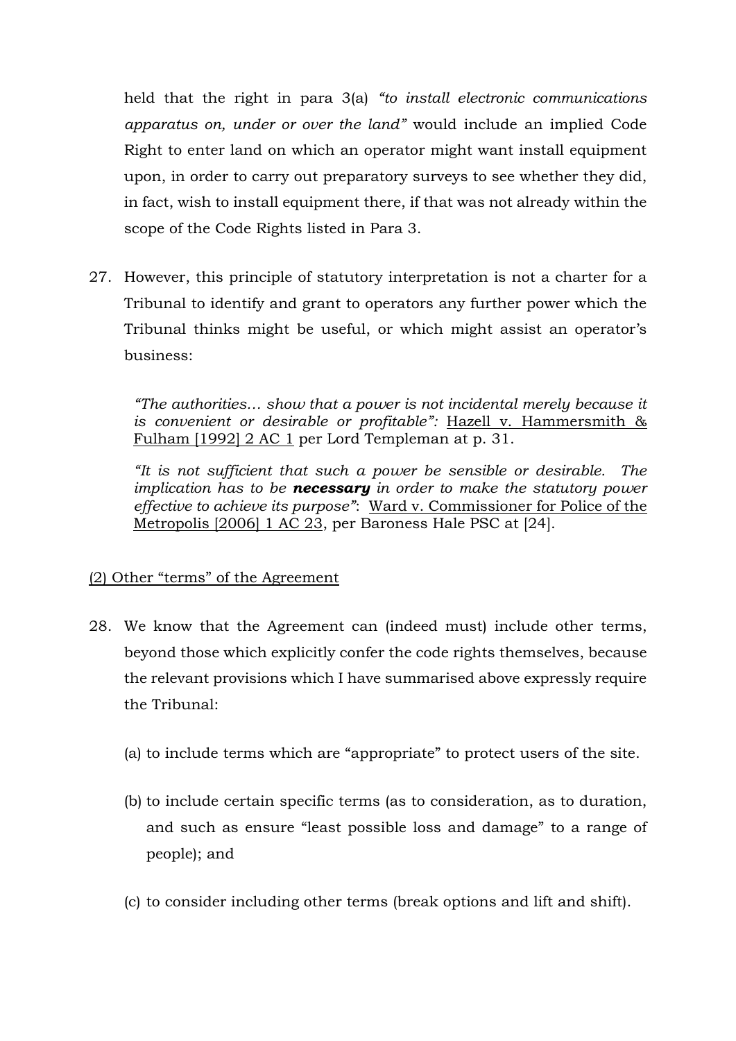held that the right in para 3(a) *"to install electronic communications apparatus on, under or over the land"* would include an implied Code Right to enter land on which an operator might want install equipment upon, in order to carry out preparatory surveys to see whether they did, in fact, wish to install equipment there, if that was not already within the scope of the Code Rights listed in Para 3.

27. However, this principle of statutory interpretation is not a charter for a Tribunal to identify and grant to operators any further power which the Tribunal thinks might be useful, or which might assist an operator's business:

> *"The authorities… show that a power is not incidental merely because it is convenient or desirable or profitable":* Hazell v. Hammersmith & Fulham [1992] 2 AC 1 per Lord Templeman at p. 31.
>
> *"It is not sufficient that such a power be sensible or desirable. The implication has to be* ***necessary*** *in order to make the statutory power effective to achieve its purpose"*: Ward v. Commissioner for Police of the Metropolis [2006] 1 AC 23, per Baroness Hale PSC at [24].

(2) Other "terms" of the Agreement

28. We know that the Agreement can (indeed must) include other terms, beyond those which explicitly confer the code rights themselves, because the relevant provisions which I have summarised above expressly require the Tribunal:

    (a) to include terms which are "appropriate" to protect users of the site.

    (b) to include certain specific terms (as to consideration, as to duration, and such as ensure "least possible loss and damage" to a range of people); and

    (c) to consider including other terms (break options and lift and shift).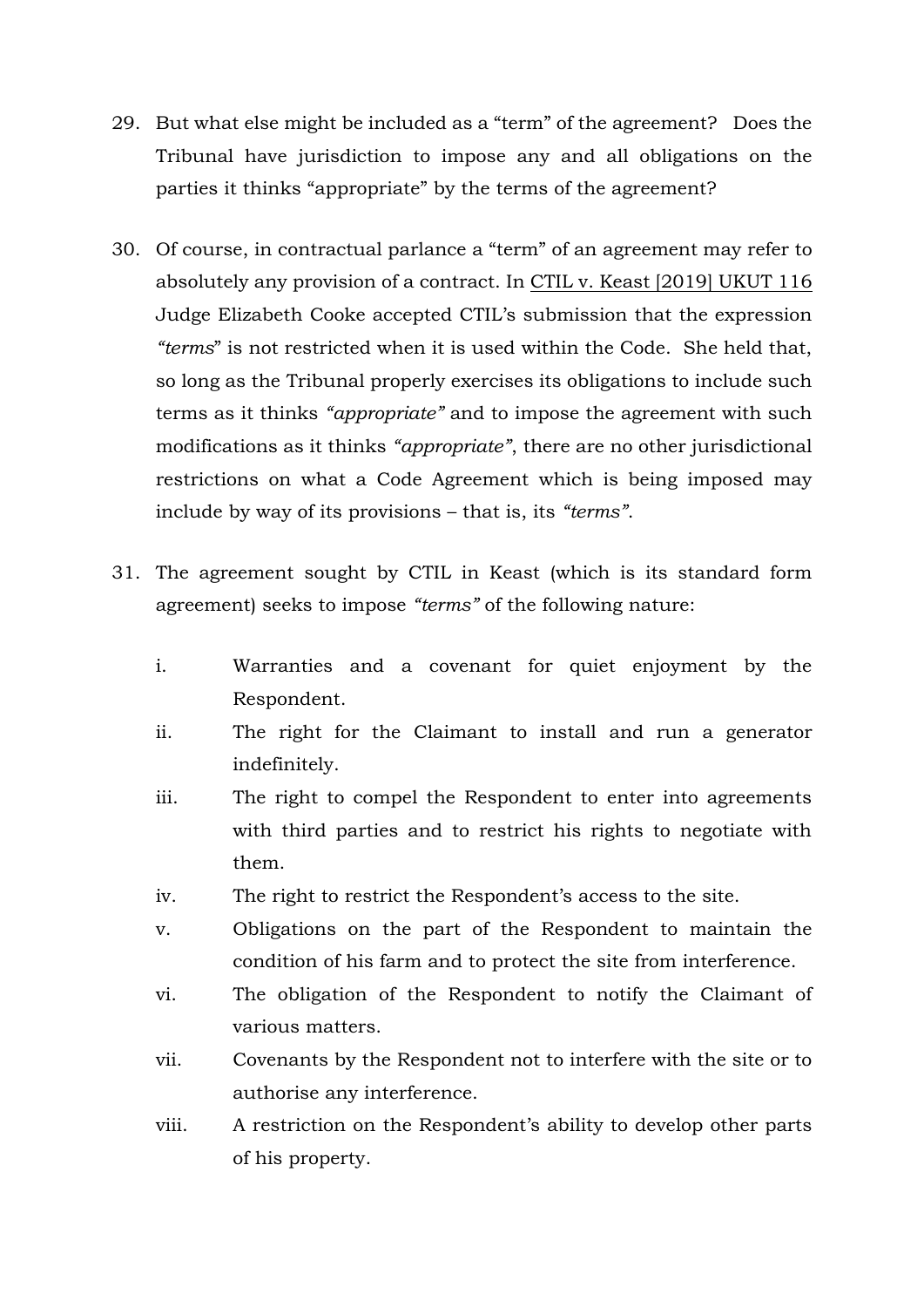29. But what else might be included as a "term" of the agreement? Does the Tribunal have jurisdiction to impose any and all obligations on the parties it thinks "appropriate" by the terms of the agreement?

30. Of course, in contractual parlance a "term" of an agreement may refer to absolutely any provision of a contract. In CTIL v. Keast [2019] UKUT 116 Judge Elizabeth Cooke accepted CTIL's submission that the expression *"terms"* is not restricted when it is used within the Code. She held that, so long as the Tribunal properly exercises its obligations to include such terms as it thinks *"appropriate"* and to impose the agreement with such modifications as it thinks *"appropriate"*, there are no other jurisdictional restrictions on what a Code Agreement which is being imposed may include by way of its provisions – that is, its *"terms"*.

31. The agreement sought by CTIL in Keast (which is its standard form agreement) seeks to impose *"terms"* of the following nature:

    i. Warranties and a covenant for quiet enjoyment by the Respondent.
    ii. The right for the Claimant to install and run a generator indefinitely.
    iii. The right to compel the Respondent to enter into agreements with third parties and to restrict his rights to negotiate with them.
    iv. The right to restrict the Respondent's access to the site.
    v. Obligations on the part of the Respondent to maintain the condition of his farm and to protect the site from interference.
    vi. The obligation of the Respondent to notify the Claimant of various matters.
    vii. Covenants by the Respondent not to interfere with the site or to authorise any interference.
    viii. A restriction on the Respondent's ability to develop other parts of his property.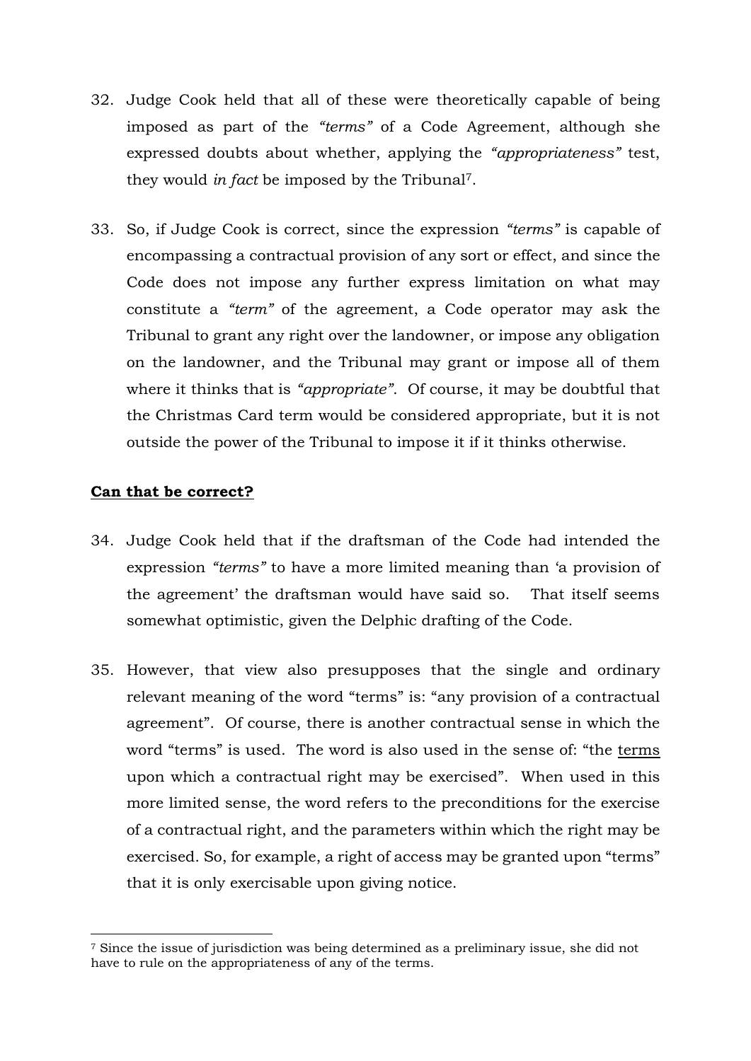32. Judge Cook held that all of these were theoretically capable of being imposed as part of the *"terms"* of a Code Agreement, although she expressed doubts about whether, applying the *"appropriateness"* test, they would *in fact* be imposed by the Tribunal[7].

33. So, if Judge Cook is correct, since the expression *"terms"* is capable of encompassing a contractual provision of any sort or effect, and since the Code does not impose any further express limitation on what may constitute a *"term"* of the agreement, a Code operator may ask the Tribunal to grant any right over the landowner, or impose any obligation on the landowner, and the Tribunal may grant or impose all of them where it thinks that is *"appropriate"*. Of course, it may be doubtful that the Christmas Card term would be considered appropriate, but it is not outside the power of the Tribunal to impose it if it thinks otherwise.

**<u>Can that be correct?</u>**

34. Judge Cook held that if the draftsman of the Code had intended the expression *"terms"* to have a more limited meaning than 'a provision of the agreement' the draftsman would have said so. That itself seems somewhat optimistic, given the Delphic drafting of the Code.

35. However, that view also presupposes that the single and ordinary relevant meaning of the word "terms" is: "any provision of a contractual agreement". Of course, there is another contractual sense in which the word "terms" is used. The word is also used in the sense of: "the <u>terms</u> upon which a contractual right may be exercised". When used in this more limited sense, the word refers to the preconditions for the exercise of a contractual right, and the parameters within which the right may be exercised. So, for example, a right of access may be granted upon "terms" that it is only exercisable upon giving notice.

[7] Since the issue of jurisdiction was being determined as a preliminary issue, she did not have to rule on the appropriateness of any of the terms.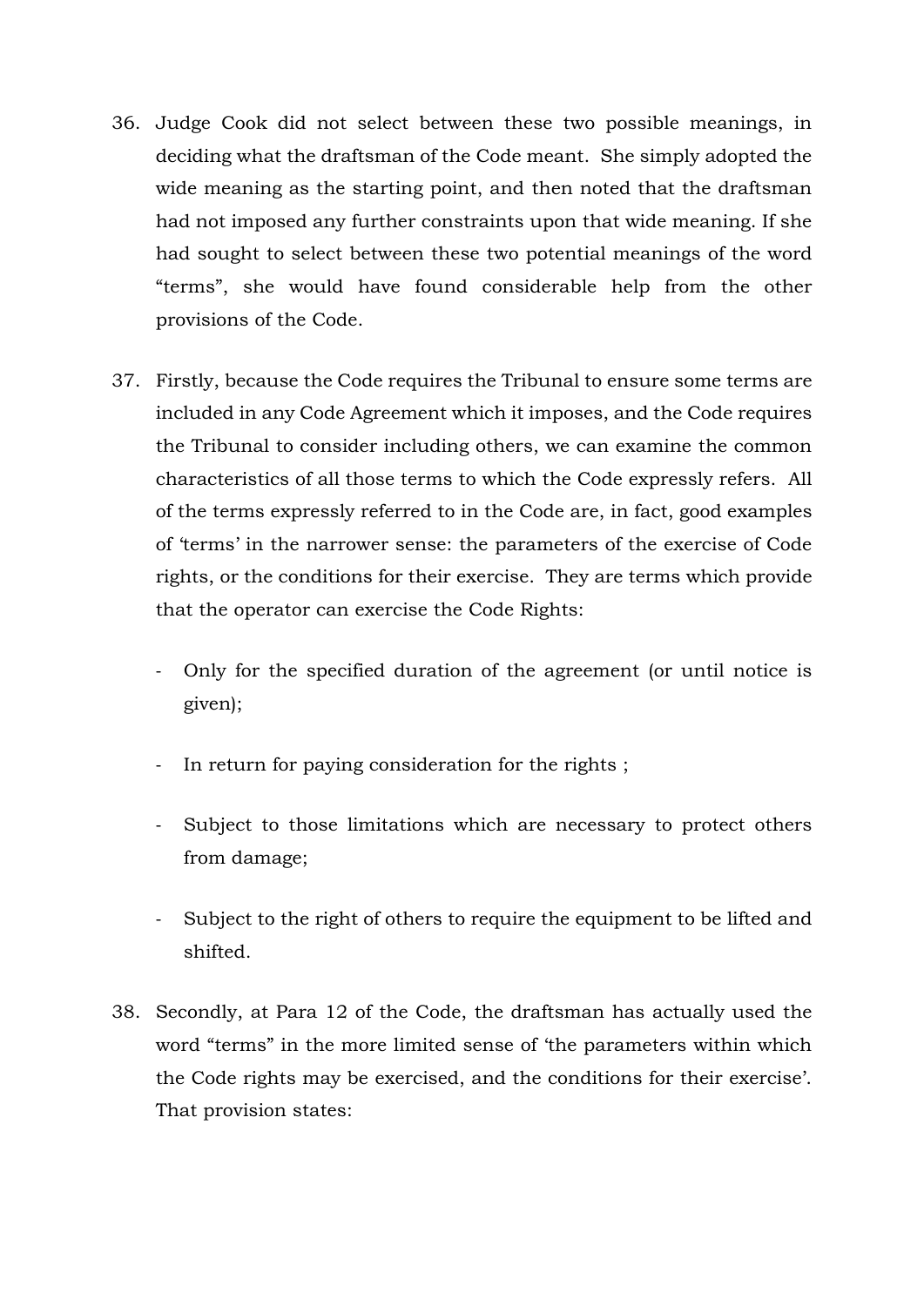36. Judge Cook did not select between these two possible meanings, in deciding what the draftsman of the Code meant. She simply adopted the wide meaning as the starting point, and then noted that the draftsman had not imposed any further constraints upon that wide meaning. If she had sought to select between these two potential meanings of the word "terms", she would have found considerable help from the other provisions of the Code.

37. Firstly, because the Code requires the Tribunal to ensure some terms are included in any Code Agreement which it imposes, and the Code requires the Tribunal to consider including others, we can examine the common characteristics of all those terms to which the Code expressly refers. All of the terms expressly referred to in the Code are, in fact, good examples of 'terms' in the narrower sense: the parameters of the exercise of Code rights, or the conditions for their exercise. They are terms which provide that the operator can exercise the Code Rights:

    - Only for the specified duration of the agreement (or until notice is given);

    - In return for paying consideration for the rights ;

    - Subject to those limitations which are necessary to protect others from damage;

    - Subject to the right of others to require the equipment to be lifted and shifted.

38. Secondly, at Para 12 of the Code, the draftsman has actually used the word "terms" in the more limited sense of 'the parameters within which the Code rights may be exercised, and the conditions for their exercise'. That provision states: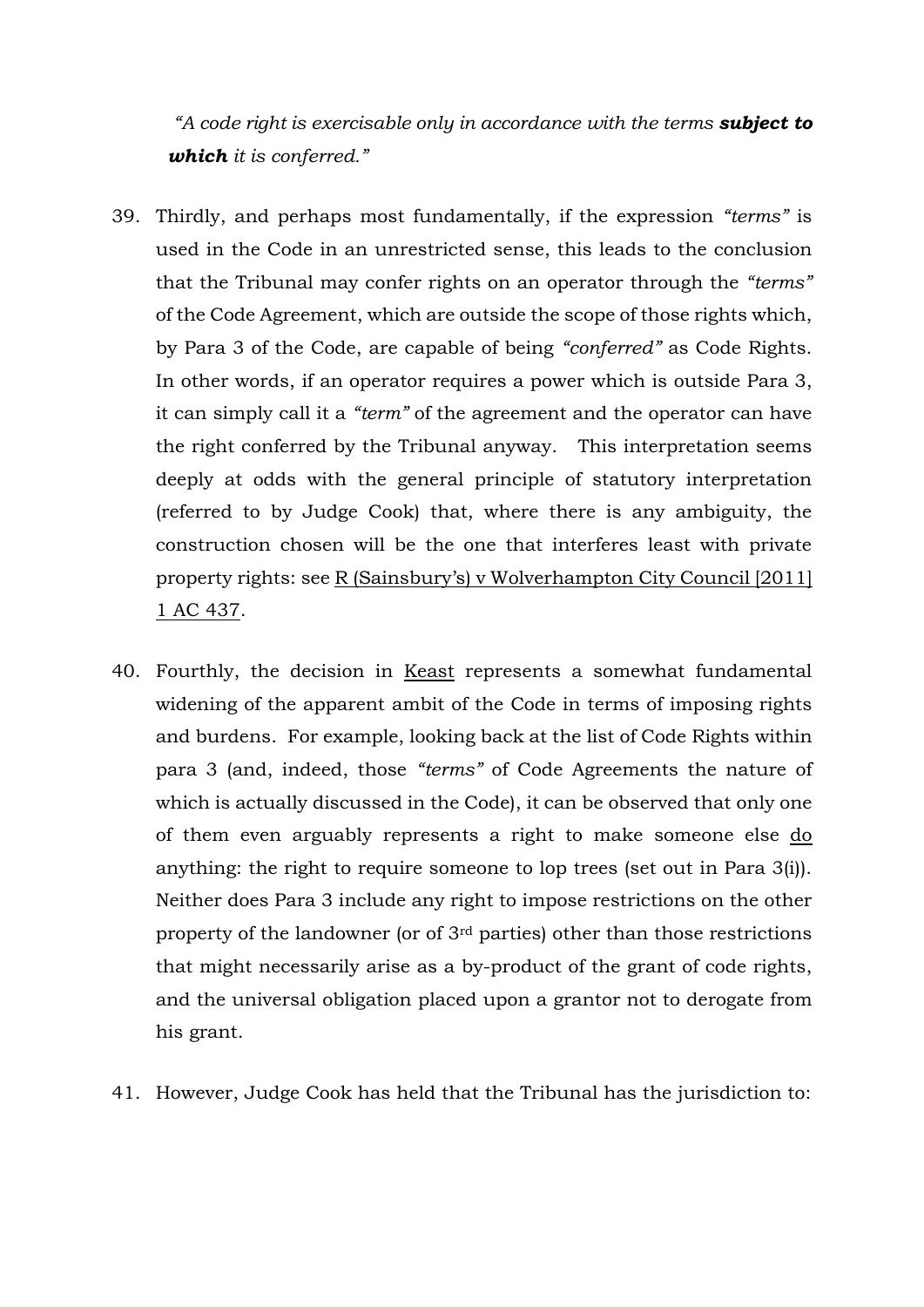*"A code right is exercisable only in accordance with the terms **subject to which** it is conferred."*

39. Thirdly, and perhaps most fundamentally, if the expression *"terms"* is used in the Code in an unrestricted sense, this leads to the conclusion that the Tribunal may confer rights on an operator through the *"terms"* of the Code Agreement, which are outside the scope of those rights which, by Para 3 of the Code, are capable of being *"conferred"* as Code Rights. In other words, if an operator requires a power which is outside Para 3, it can simply call it a *"term"* of the agreement and the operator can have the right conferred by the Tribunal anyway. This interpretation seems deeply at odds with the general principle of statutory interpretation (referred to by Judge Cook) that, where there is any ambiguity, the construction chosen will be the one that interferes least with private property rights: see R (Sainsbury's) v Wolverhampton City Council [2011] 1 AC 437.

40. Fourthly, the decision in Keast represents a somewhat fundamental widening of the apparent ambit of the Code in terms of imposing rights and burdens. For example, looking back at the list of Code Rights within para 3 (and, indeed, those *"terms"* of Code Agreements the nature of which is actually discussed in the Code), it can be observed that only one of them even arguably represents a right to make someone else do anything: the right to require someone to lop trees (set out in Para 3(i)). Neither does Para 3 include any right to impose restrictions on the other property of the landowner (or of 3rd parties) other than those restrictions that might necessarily arise as a by-product of the grant of code rights, and the universal obligation placed upon a grantor not to derogate from his grant.

41. However, Judge Cook has held that the Tribunal has the jurisdiction to: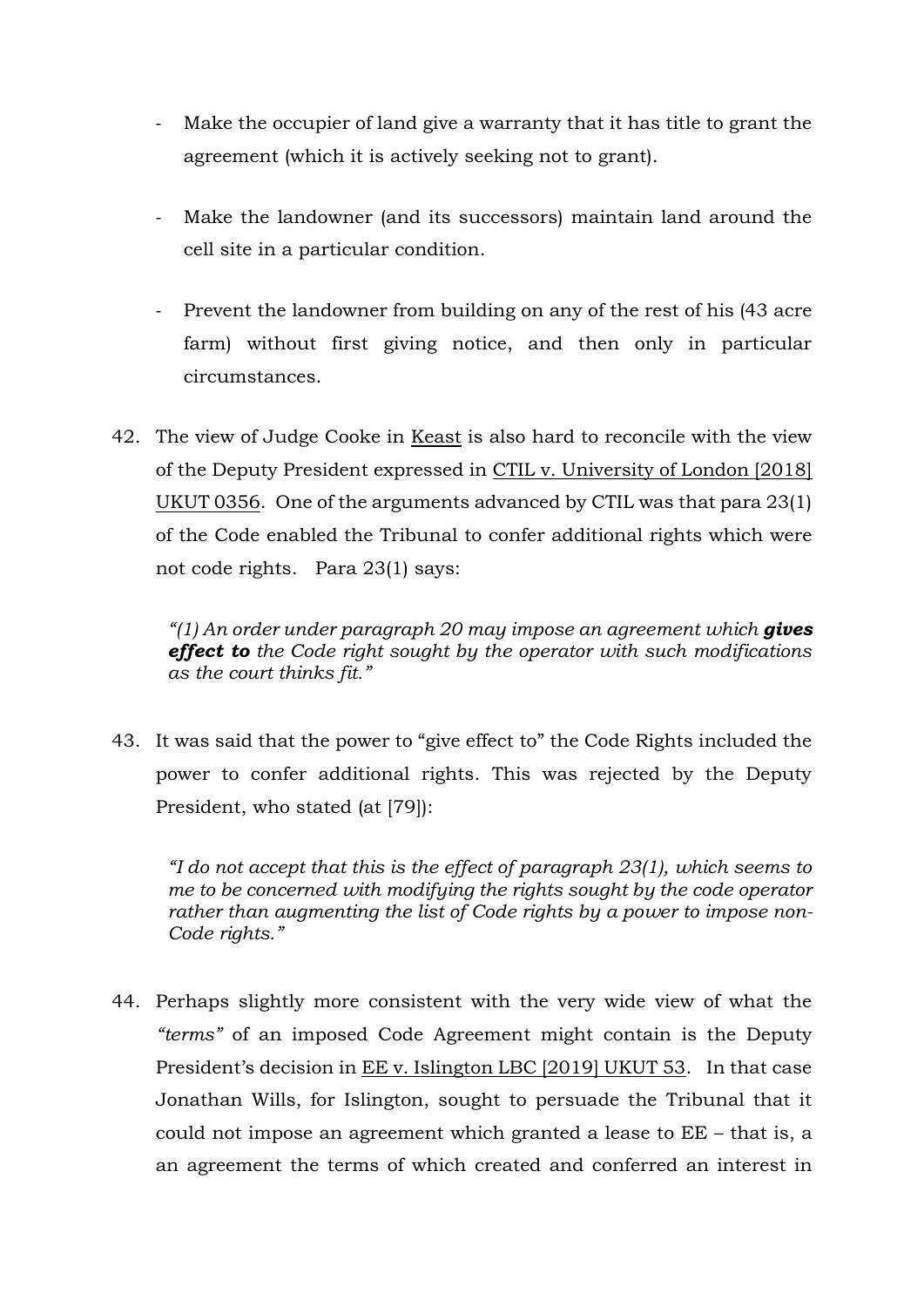- Make the occupier of land give a warranty that it has title to grant the agreement (which it is actively seeking not to grant).

- Make the landowner (and its successors) maintain land around the cell site in a particular condition.

- Prevent the landowner from building on any of the rest of his (43 acre farm) without first giving notice, and then only in particular circumstances.

42. The view of Judge Cooke in Keast is also hard to reconcile with the view of the Deputy President expressed in CTIL v. University of London [2018] UKUT 0356. One of the arguments advanced by CTIL was that para 23(1) of the Code enabled the Tribunal to confer additional rights which were not code rights. Para 23(1) says:

> *"(1) An order under paragraph 20 may impose an agreement which **gives effect to** the Code right sought by the operator with such modifications as the court thinks fit."*

43. It was said that the power to "give effect to" the Code Rights included the power to confer additional rights. This was rejected by the Deputy President, who stated (at [79]):

> *"I do not accept that this is the effect of paragraph 23(1), which seems to me to be concerned with modifying the rights sought by the code operator rather than augmenting the list of Code rights by a power to impose non-Code rights."*

44. Perhaps slightly more consistent with the very wide view of what the *"terms"* of an imposed Code Agreement might contain is the Deputy President's decision in EE v. Islington LBC [2019] UKUT 53. In that case Jonathan Wills, for Islington, sought to persuade the Tribunal that it could not impose an agreement which granted a lease to EE – that is, a an agreement the terms of which created and conferred an interest in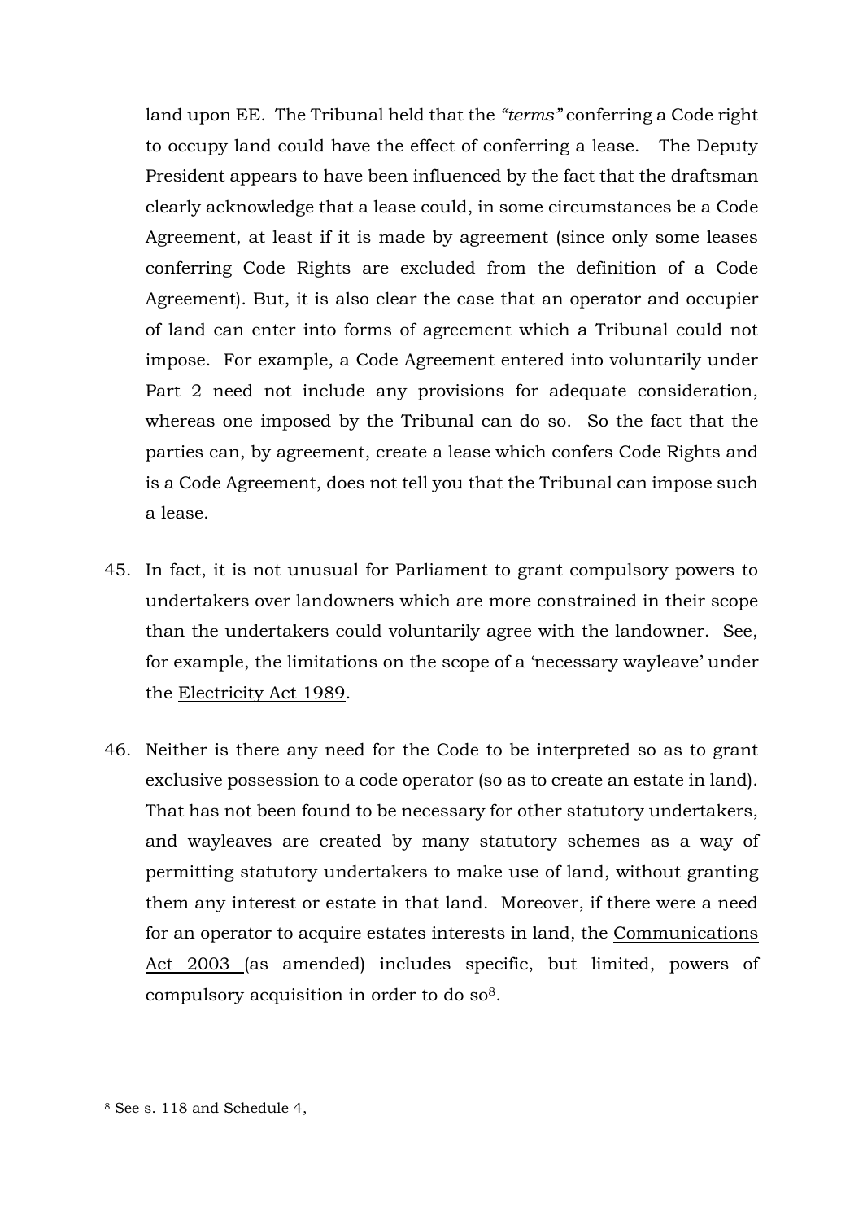land upon EE. The Tribunal held that the *"terms"* conferring a Code right to occupy land could have the effect of conferring a lease. The Deputy President appears to have been influenced by the fact that the draftsman clearly acknowledge that a lease could, in some circumstances be a Code Agreement, at least if it is made by agreement (since only some leases conferring Code Rights are excluded from the definition of a Code Agreement). But, it is also clear the case that an operator and occupier of land can enter into forms of agreement which a Tribunal could not impose. For example, a Code Agreement entered into voluntarily under Part 2 need not include any provisions for adequate consideration, whereas one imposed by the Tribunal can do so. So the fact that the parties can, by agreement, create a lease which confers Code Rights and is a Code Agreement, does not tell you that the Tribunal can impose such a lease.

45. In fact, it is not unusual for Parliament to grant compulsory powers to undertakers over landowners which are more constrained in their scope than the undertakers could voluntarily agree with the landowner. See, for example, the limitations on the scope of a 'necessary wayleave' under the Electricity Act 1989.

46. Neither is there any need for the Code to be interpreted so as to grant exclusive possession to a code operator (so as to create an estate in land). That has not been found to be necessary for other statutory undertakers, and wayleaves are created by many statutory schemes as a way of permitting statutory undertakers to make use of land, without granting them any interest or estate in that land. Moreover, if there were a need for an operator to acquire estates interests in land, the Communications Act 2003 (as amended) includes specific, but limited, powers of compulsory acquisition in order to do so[8].

[8] See s. 118 and Schedule 4,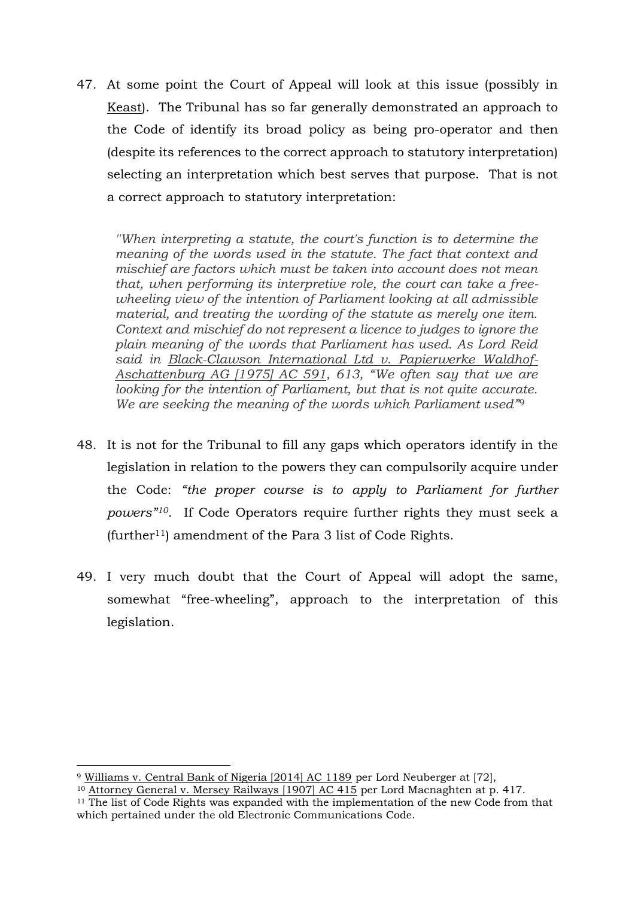47. At some point the Court of Appeal will look at this issue (possibly in Keast). The Tribunal has so far generally demonstrated an approach to the Code of identify its broad policy as being pro-operator and then (despite its references to the correct approach to statutory interpretation) selecting an interpretation which best serves that purpose. That is not a correct approach to statutory interpretation:

> *"When interpreting a statute, the court's function is to determine the meaning of the words used in the statute. The fact that context and mischief are factors which must be taken into account does not mean that, when performing its interpretive role, the court can take a free-wheeling view of the intention of Parliament looking at all admissible material, and treating the wording of the statute as merely one item. Context and mischief do not represent a licence to judges to ignore the plain meaning of the words that Parliament has used. As Lord Reid said in Black-Clawson International Ltd v. Papierwerke Waldhof-Aschattenburg AG [1975] AC 591, 613, "We often say that we are looking for the intention of Parliament, but that is not quite accurate. We are seeking the meaning of the words which Parliament used"*[9]

48. It is not for the Tribunal to fill any gaps which operators identify in the legislation in relation to the powers they can compulsorily acquire under the Code: *"the proper course is to apply to Parliament for further powers"*[10]. If Code Operators require further rights they must seek a (further[11]) amendment of the Para 3 list of Code Rights.

49. I very much doubt that the Court of Appeal will adopt the same, somewhat "free-wheeling", approach to the interpretation of this legislation.

---

[9] Williams v. Central Bank of Nigeria [2014] AC 1189 per Lord Neuberger at [72],

[10] Attorney General v. Mersey Railways [1907] AC 415 per Lord Macnaghten at p. 417.

[11] The list of Code Rights was expanded with the implementation of the new Code from that which pertained under the old Electronic Communications Code.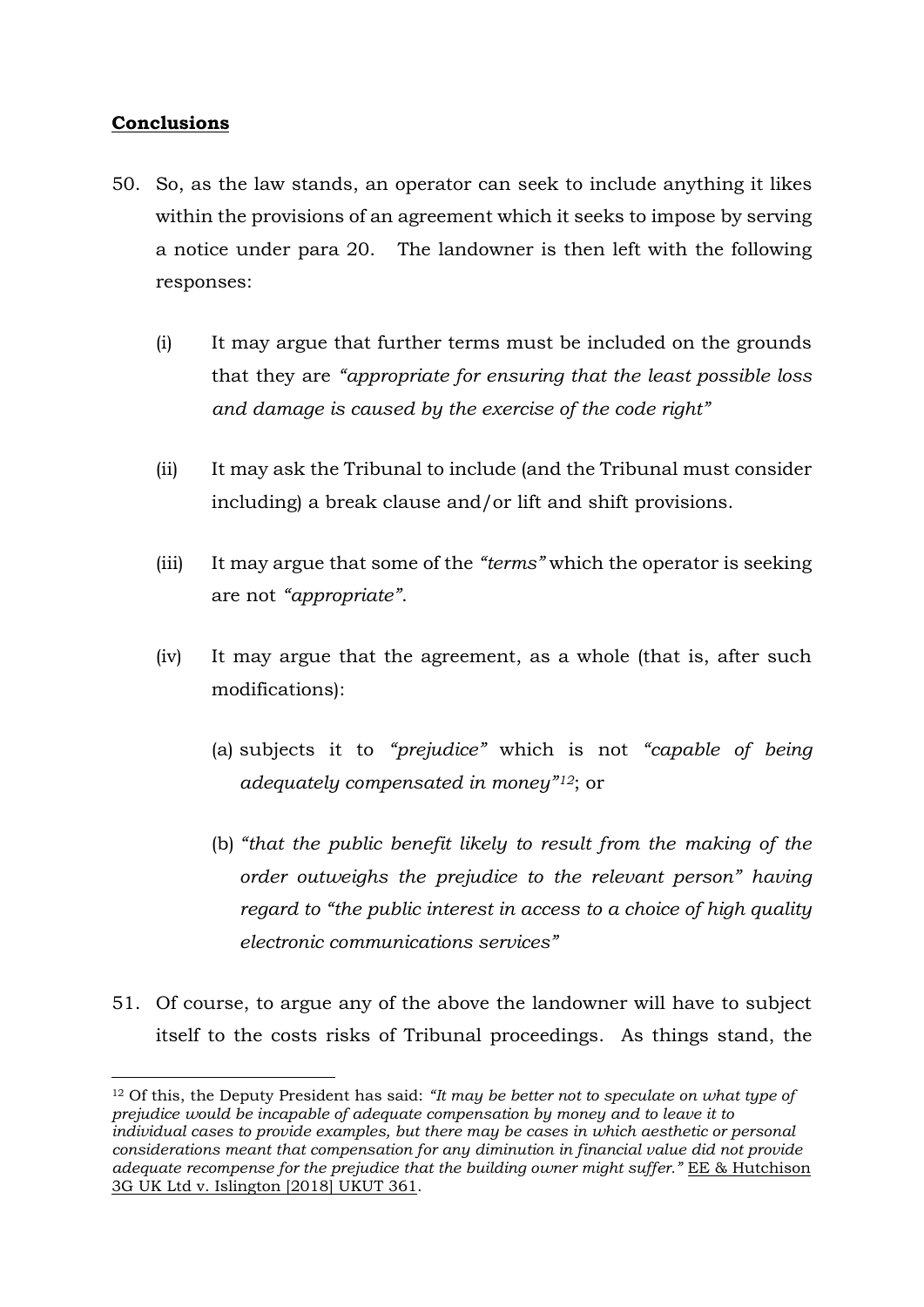## **Conclusions**

50. So, as the law stands, an operator can seek to include anything it likes within the provisions of an agreement which it seeks to impose by serving a notice under para 20. The landowner is then left with the following responses:

    (i) It may argue that further terms must be included on the grounds that they are *"appropriate for ensuring that the least possible loss and damage is caused by the exercise of the code right"*

    (ii) It may ask the Tribunal to include (and the Tribunal must consider including) a break clause and/or lift and shift provisions.

    (iii) It may argue that some of the *"terms"* which the operator is seeking are not *"appropriate"*.

    (iv) It may argue that the agreement, as a whole (that is, after such modifications):

        (a) subjects it to *"prejudice"* which is not *"capable of being adequately compensated in money"*[12]; or

        (b) *"that the public benefit likely to result from the making of the order outweighs the prejudice to the relevant person" having regard to "the public interest in access to a choice of high quality electronic communications services"*

51. Of course, to argue any of the above the landowner will have to subject itself to the costs risks of Tribunal proceedings. As things stand, the

---

[12] Of this, the Deputy President has said: *"It may be better not to speculate on what type of prejudice would be incapable of adequate compensation by money and to leave it to individual cases to provide examples, but there may be cases in which aesthetic or personal considerations meant that compensation for any diminution in financial value did not provide adequate recompense for the prejudice that the building owner might suffer."* EE & Hutchison 3G UK Ltd v. Islington [2018] UKUT 361.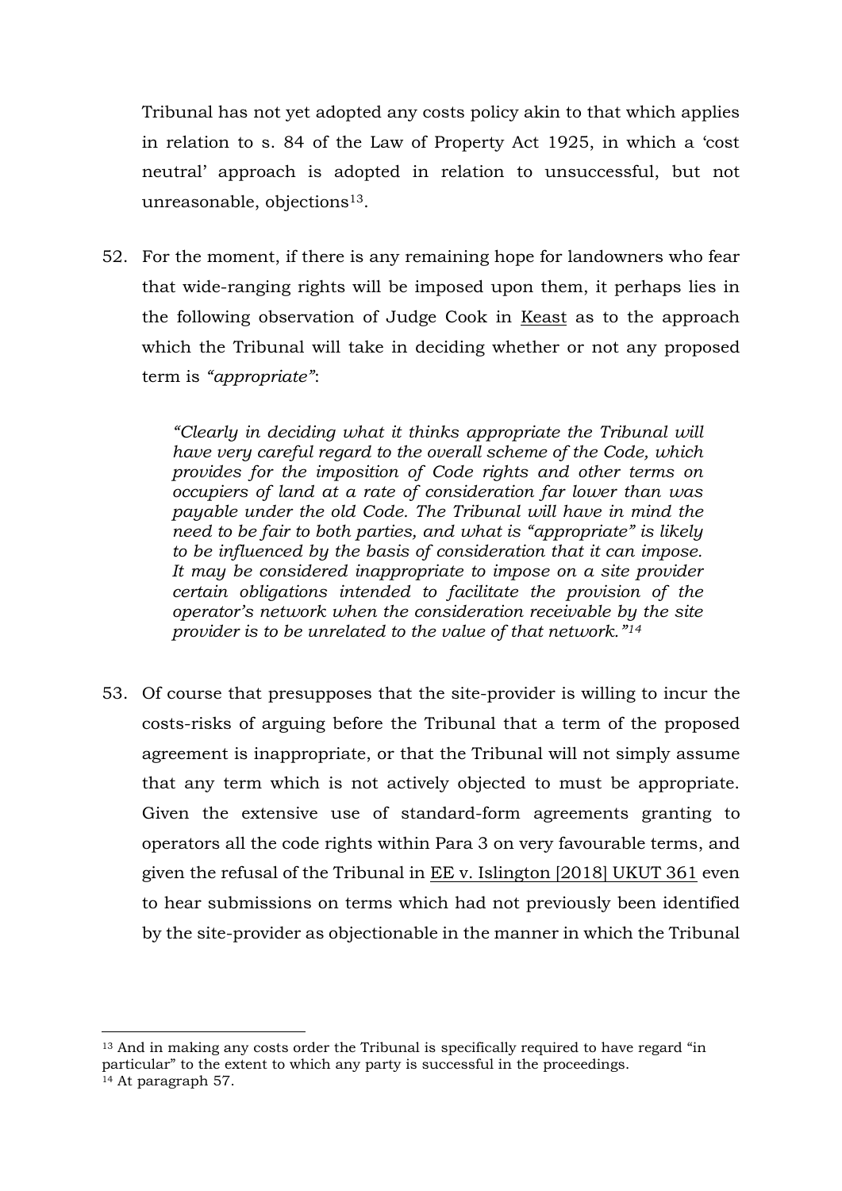Tribunal has not yet adopted any costs policy akin to that which applies in relation to s. 84 of the Law of Property Act 1925, in which a 'cost neutral' approach is adopted in relation to unsuccessful, but not unreasonable, objections[13].

52. For the moment, if there is any remaining hope for landowners who fear that wide-ranging rights will be imposed upon them, it perhaps lies in the following observation of Judge Cook in Keast as to the approach which the Tribunal will take in deciding whether or not any proposed term is *"appropriate"*:

> *"Clearly in deciding what it thinks appropriate the Tribunal will have very careful regard to the overall scheme of the Code, which provides for the imposition of Code rights and other terms on occupiers of land at a rate of consideration far lower than was payable under the old Code. The Tribunal will have in mind the need to be fair to both parties, and what is "appropriate" is likely to be influenced by the basis of consideration that it can impose. It may be considered inappropriate to impose on a site provider certain obligations intended to facilitate the provision of the operator's network when the consideration receivable by the site provider is to be unrelated to the value of that network."*[14]

53. Of course that presupposes that the site-provider is willing to incur the costs-risks of arguing before the Tribunal that a term of the proposed agreement is inappropriate, or that the Tribunal will not simply assume that any term which is not actively objected to must be appropriate. Given the extensive use of standard-form agreements granting to operators all the code rights within Para 3 on very favourable terms, and given the refusal of the Tribunal in EE v. Islington [2018] UKUT 361 even to hear submissions on terms which had not previously been identified by the site-provider as objectionable in the manner in which the Tribunal

---

[13] And in making any costs order the Tribunal is specifically required to have regard "in particular" to the extent to which any party is successful in the proceedings.

[14] At paragraph 57.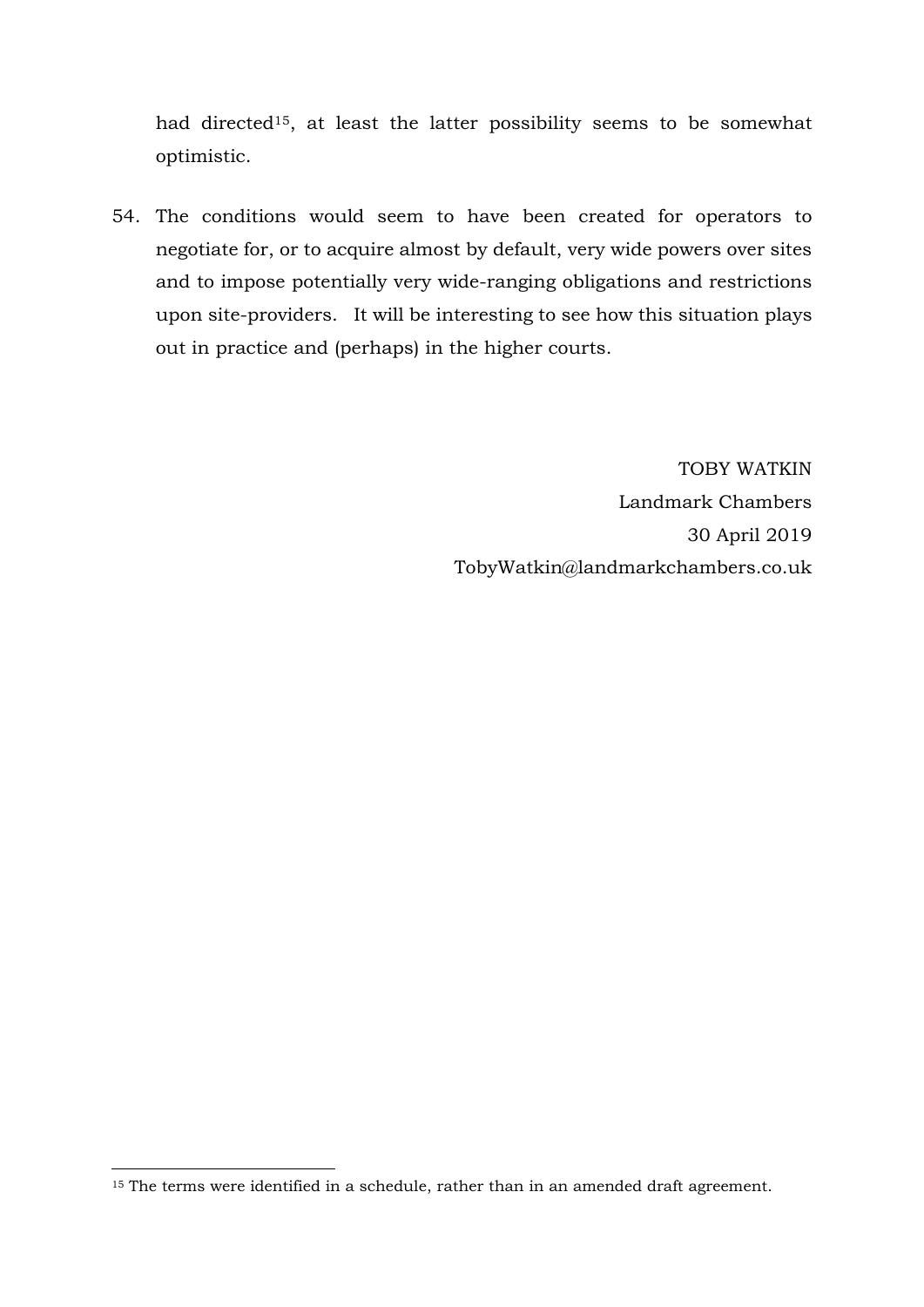had directed[15], at least the latter possibility seems to be somewhat optimistic.

54. The conditions would seem to have been created for operators to negotiate for, or to acquire almost by default, very wide powers over sites and to impose potentially very wide-ranging obligations and restrictions upon site-providers. It will be interesting to see how this situation plays out in practice and (perhaps) in the higher courts.

TOBY WATKIN
Landmark Chambers
30 April 2019
TobyWatkin@landmarkchambers.co.uk

---

[15] The terms were identified in a schedule, rather than in an amended draft agreement.